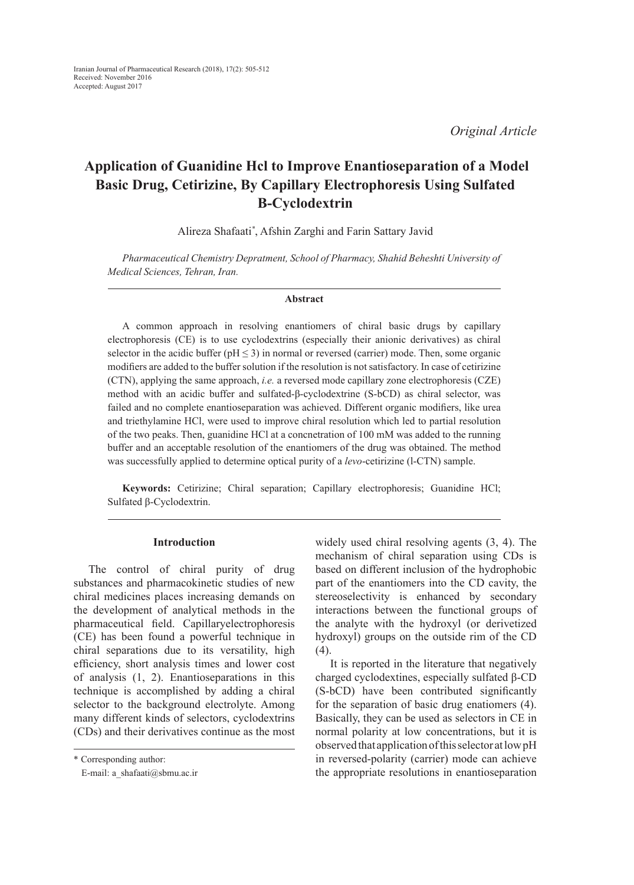*Original Article*

# Application of Guanidine Hcl to Improve Enantioseparation of a Model Basic Drug, Cetirizine, By Capillary Electrophoresis Using Sulfated Β-Cyclodextrin

Alireza Shafaati[*], Afshin Zarghi and Farin Sattary Javid

*Pharmaceutical Chemistry Depratment, School of Pharmacy, Shahid Beheshti University of Medical Sciences, Tehran, Iran.*

### Abstract

A common approach in resolving enantiomers of chiral basic drugs by capillary electrophoresis (CE) is to use cyclodextrins (especially their anionic derivatives) as chiral selector in the acidic buffer (pH ≤ 3) in normal or reversed (carrier) mode. Then, some organic modifiers are added to the buffer solution if the resolution is not satisfactory. In case of cetirizine (CTN), applying the same approach, *i.e.* a reversed mode capillary zone electrophoresis (CZE) method with an acidic buffer and sulfated-β-cyclodextrine (S-bCD) as chiral selector, was failed and no complete enantioseparation was achieved. Different organic modifiers, like urea and triethylamine HCl, were used to improve chiral resolution which led to partial resolution of the two peaks. Then, guanidine HCl at a concnetration of 100 mM was added to the running buffer and an acceptable resolution of the enantiomers of the drug was obtained. The method was successfully applied to determine optical purity of a *levo*-cetirizine (l-CTN) sample.

**Keywords:** Cetirizine; Chiral separation; Capillary electrophoresis; Guanidine HCl; Sulfated β-Cyclodextrin.

## Introduction

The control of chiral purity of drug substances and pharmacokinetic studies of new chiral medicines places increasing demands on the development of analytical methods in the pharmaceutical field. Capillaryelectrophoresis (CE) has been found a powerful technique in chiral separations due to its versatility, high efficiency, short analysis times and lower cost of analysis (1, 2). Enantioseparations in this technique is accomplished by adding a chiral selector to the background electrolyte. Among many different kinds of selectors, cyclodextrins (CDs) and their derivatives continue as the most widely used chiral resolving agents (3, 4). The mechanism of chiral separation using CDs is based on different inclusion of the hydrophobic part of the enantiomers into the CD cavity, the stereoselectivity is enhanced by secondary interactions between the functional groups of the analyte with the hydroxyl (or derivetized hydroxyl) groups on the outside rim of the CD (4).

It is reported in the literature that negatively charged cyclodextines, especially sulfated β-CD (S-bCD) have been contributed significantly for the separation of basic drug enatiomers (4). Basically, they can be used as selectors in CE in normal polarity at low concentrations, but it is observed that application of this selector at low pH in reversed-polarity (carrier) mode can achieve the appropriate resolutions in enantioseparation

[*] Corresponding author:
E-mail: a_shafaati@sbmu.ac.ir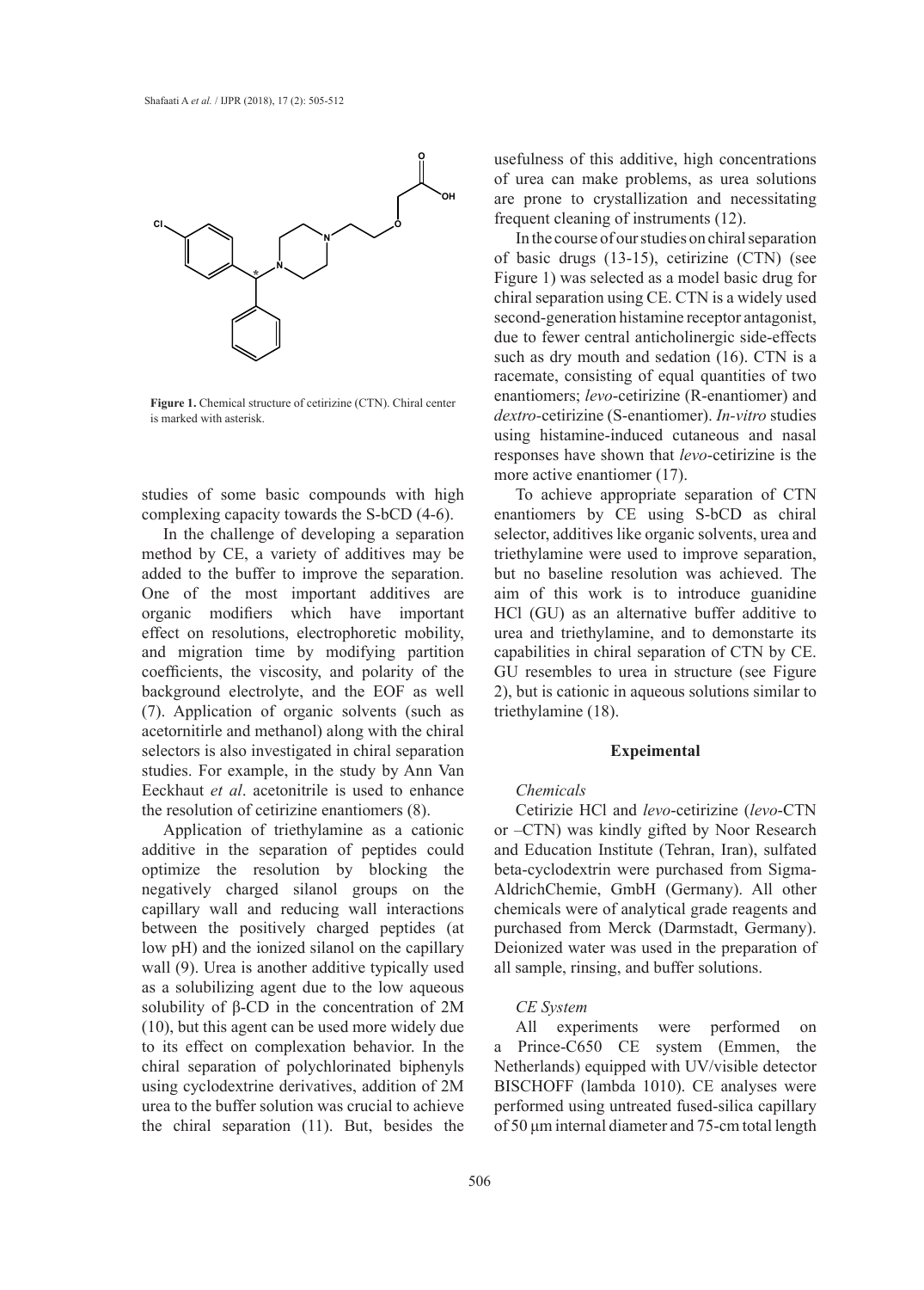**Figure 1.** Chemical structure of cetirizine (CTN). Chiral center is marked with asterisk.

studies of some basic compounds with high complexing capacity towards the S-bCD (4-6).

In the challenge of developing a separation method by CE, a variety of additives may be added to the buffer to improve the separation. One of the most important additives are organic modifiers which have important effect on resolutions, electrophoretic mobility, and migration time by modifying partition coefficients, the viscosity, and polarity of the background electrolyte, and the EOF as well (7). Application of organic solvents (such as acetornitirle and methanol) along with the chiral selectors is also investigated in chiral separation studies. For example, in the study by Ann Van Eeckhaut *et al*. acetonitrile is used to enhance the resolution of cetirizine enantiomers (8).

Application of triethylamine as a cationic additive in the separation of peptides could optimize the resolution by blocking the negatively charged silanol groups on the capillary wall and reducing wall interactions between the positively charged peptides (at low pH) and the ionized silanol on the capillary wall (9). Urea is another additive typically used as a solubilizing agent due to the low aqueous solubility of β-CD in the concentration of 2M (10), but this agent can be used more widely due to its effect on complexation behavior. In the chiral separation of polychlorinated biphenyls using cyclodextrine derivatives, addition of 2M urea to the buffer solution was crucial to achieve the chiral separation (11). But, besides the usefulness of this additive, high concentrations of urea can make problems, as urea solutions are prone to crystallization and necessitating frequent cleaning of instruments (12).

In the course of our studies on chiral separation of basic drugs (13-15), cetirizine (CTN) (see Figure 1) was selected as a model basic drug for chiral separation using CE. CTN is a widely used second-generation histamine receptor antagonist, due to fewer central anticholinergic side-effects such as dry mouth and sedation (16). CTN is a racemate, consisting of equal quantities of two enantiomers; *levo*-cetirizine (R-enantiomer) and *dextro*-cetirizine (S-enantiomer). *In-vitro* studies using histamine-induced cutaneous and nasal responses have shown that *levo*-cetirizine is the more active enantiomer (17).

To achieve appropriate separation of CTN enantiomers by CE using S-bCD as chiral selector, additives like organic solvents, urea and triethylamine were used to improve separation, but no baseline resolution was achieved. The aim of this work is to introduce guanidine HCl (GU) as an alternative buffer additive to urea and triethylamine, and to demonstarte its capabilities in chiral separation of CTN by CE. GU resembles to urea in structure (see Figure 2), but is cationic in aqueous solutions similar to triethylamine (18).

## Expeimental

### *Chemicals*

Cetirizie HCl and *levo*-cetirizine (*levo*-CTN or –CTN) was kindly gifted by Noor Research and Education Institute (Tehran, Iran), sulfated beta-cyclodextrin were purchased from Sigma-AldrichChemie, GmbH (Germany). All other chemicals were of analytical grade reagents and purchased from Merck (Darmstadt, Germany). Deionized water was used in the preparation of all sample, rinsing, and buffer solutions.

### *CE System*

All experiments were performed on a Prince-C650 CE system (Emmen, the Netherlands) equipped with UV/visible detector BISCHOFF (lambda 1010). CE analyses were performed using untreated fused-silica capillary of 50 μm internal diameter and 75-cm total length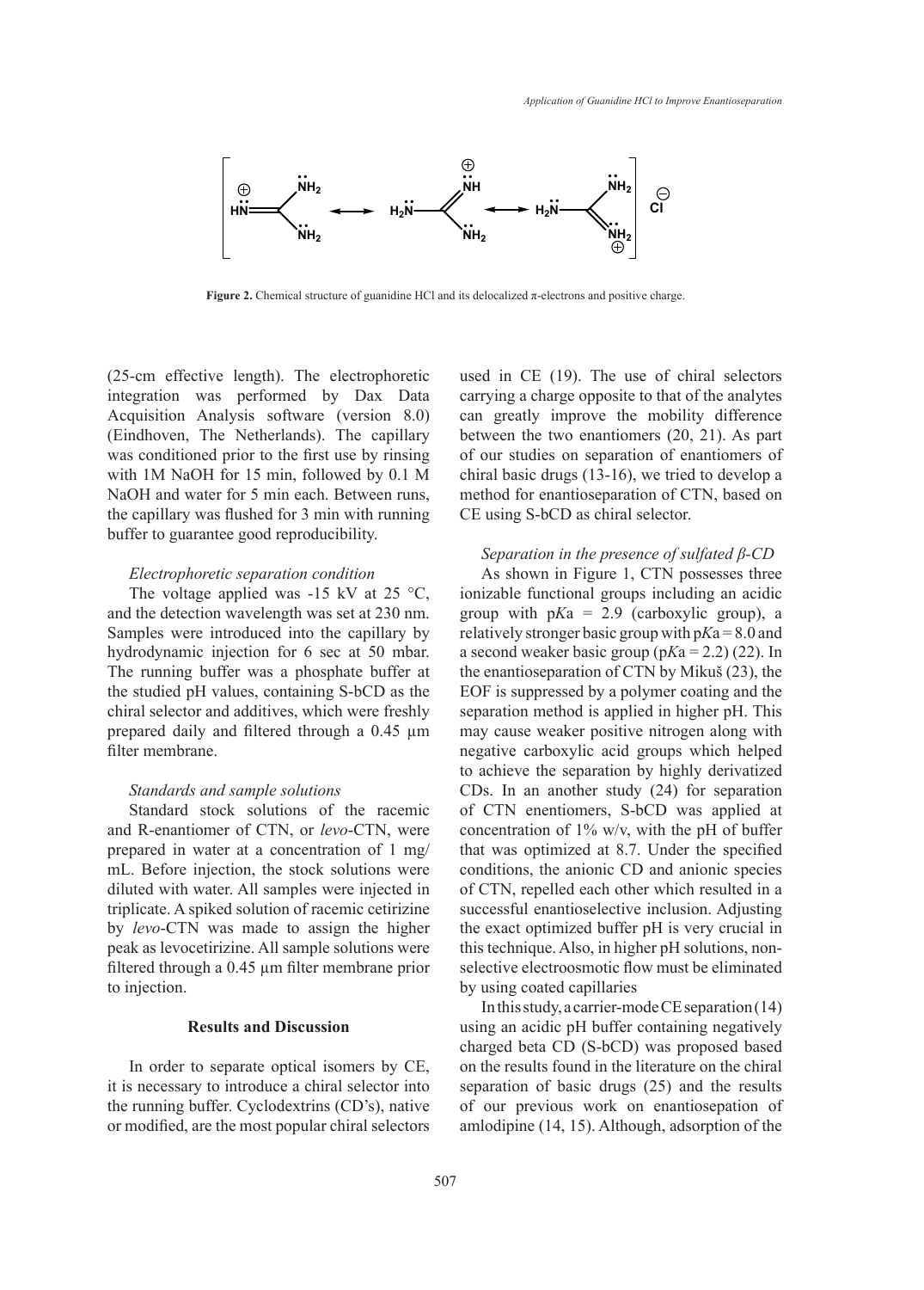**Figure 2.** Chemical structure of guanidine HCl and its delocalized π-electrons and positive charge.

(25-cm effective length). The electrophoretic integration was performed by Dax Data Acquisition Analysis software (version 8.0) (Eindhoven, The Netherlands). The capillary was conditioned prior to the first use by rinsing with 1M NaOH for 15 min, followed by 0.1 M NaOH and water for 5 min each. Between runs, the capillary was flushed for 3 min with running buffer to guarantee good reproducibility.

### *Electrophoretic separation condition*

The voltage applied was -15 kV at 25 °C, and the detection wavelength was set at 230 nm. Samples were introduced into the capillary by hydrodynamic injection for 6 sec at 50 mbar. The running buffer was a phosphate buffer at the studied pH values, containing S-bCD as the chiral selector and additives, which were freshly prepared daily and filtered through a 0.45 µm filter membrane.

### *Standards and sample solutions*

Standard stock solutions of the racemic and R-enantiomer of CTN, or *levo*-CTN, were prepared in water at a concentration of 1 mg/mL. Before injection, the stock solutions were diluted with water. All samples were injected in triplicate. A spiked solution of racemic cetirizine by *levo*-CTN was made to assign the higher peak as levocetirizine. All sample solutions were filtered through a 0.45 µm filter membrane prior to injection.

## Results and Discussion

In order to separate optical isomers by CE, it is necessary to introduce a chiral selector into the running buffer. Cyclodextrins (CD's), native or modified, are the most popular chiral selectors used in CE (19). The use of chiral selectors carrying a charge opposite to that of the analytes can greatly improve the mobility difference between the two enantiomers (20, 21). As part of our studies on separation of enantiomers of chiral basic drugs (13-16), we tried to develop a method for enantioseparation of CTN, based on CE using S-bCD as chiral selector.

### *Separation in the presence of sulfated β-CD*

As shown in Figure 1, CTN possesses three ionizable functional groups including an acidic group with p*K*a = 2.9 (carboxylic group), a relatively stronger basic group with p*K*a = 8.0 and a second weaker basic group (p*K*a = 2.2) (22). In the enantioseparation of CTN by Mikuš (23), the EOF is suppressed by a polymer coating and the separation method is applied in higher pH. This may cause weaker positive nitrogen along with negative carboxylic acid groups which helped to achieve the separation by highly derivatized CDs. In an another study (24) for separation of CTN enentiomers, S-bCD was applied at concentration of 1% w/v, with the pH of buffer that was optimized at 8.7. Under the specified conditions, the anionic CD and anionic species of CTN, repelled each other which resulted in a successful enantioselective inclusion. Adjusting the exact optimized buffer pH is very crucial in this technique. Also, in higher pH solutions, non-selective electroosmotic flow must be eliminated by using coated capillaries

In this study, a carrier-mode CE separation (14) using an acidic pH buffer containing negatively charged beta CD (S-bCD) was proposed based on the results found in the literature on the chiral separation of basic drugs (25) and the results of our previous work on enantiosepation of amlodipine (14, 15). Although, adsorption of the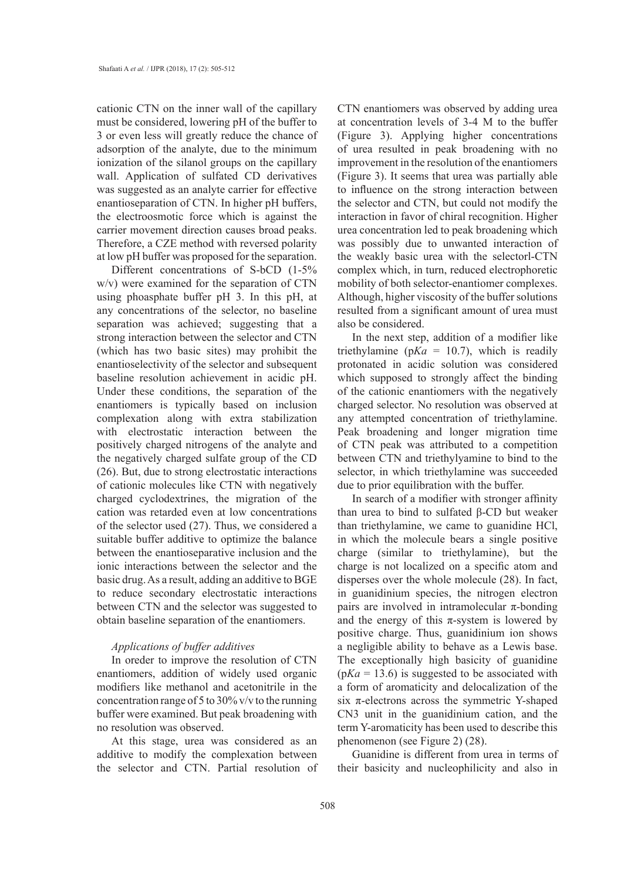cationic CTN on the inner wall of the capillary must be considered, lowering pH of the buffer to 3 or even less will greatly reduce the chance of adsorption of the analyte, due to the minimum ionization of the silanol groups on the capillary wall. Application of sulfated CD derivatives was suggested as an analyte carrier for effective enantioseparation of CTN. In higher pH buffers, the electroosmotic force which is against the carrier movement direction causes broad peaks. Therefore, a CZE method with reversed polarity at low pH buffer was proposed for the separation.

Different concentrations of S-bCD (1-5% w/v) were examined for the separation of CTN using phoasphate buffer pH 3. In this pH, at any concentrations of the selector, no baseline separation was achieved; suggesting that a strong interaction between the selector and CTN (which has two basic sites) may prohibit the enantioselectivity of the selector and subsequent baseline resolution achievement in acidic pH. Under these conditions, the separation of the enantiomers is typically based on inclusion complexation along with extra stabilization with electrostatic interaction between the positively charged nitrogens of the analyte and the negatively charged sulfate group of the CD (26). But, due to strong electrostatic interactions of cationic molecules like CTN with negatively charged cyclodextrines, the migration of the cation was retarded even at low concentrations of the selector used (27). Thus, we considered a suitable buffer additive to optimize the balance between the enantioseparative inclusion and the ionic interactions between the selector and the basic drug. As a result, adding an additive to BGE to reduce secondary electrostatic interactions between CTN and the selector was suggested to obtain baseline separation of the enantiomers.

### *Applications of buffer additives*

In oreder to improve the resolution of CTN enantiomers, addition of widely used organic modifiers like methanol and acetonitrile in the concentration range of 5 to 30% v/v to the running buffer were examined. But peak broadening with no resolution was observed.

At this stage, urea was considered as an additive to modify the complexation between the selector and CTN. Partial resolution of CTN enantiomers was observed by adding urea at concentration levels of 3-4 M to the buffer (Figure 3). Applying higher concentrations of urea resulted in peak broadening with no improvement in the resolution of the enantiomers (Figure 3). It seems that urea was partially able to influence on the strong interaction between the selector and CTN, but could not modify the interaction in favor of chiral recognition. Higher urea concentration led to peak broadening which was possibly due to unwanted interaction of the weakly basic urea with the selectorl-CTN complex which, in turn, reduced electrophoretic mobility of both selector-enantiomer complexes. Although, higher viscosity of the buffer solutions resulted from a significant amount of urea must also be considered.

In the next step, addition of a modifier like triethylamine (p$Ka$ = 10.7), which is readily protonated in acidic solution was considered which supposed to strongly affect the binding of the cationic enantiomers with the negatively charged selector. No resolution was observed at any attempted concentration of triethylamine. Peak broadening and longer migration time of CTN peak was attributed to a competition between CTN and triethylyamine to bind to the selector, in which triethylamine was succeeded due to prior equilibration with the buffer.

In search of a modifier with stronger affinity than urea to bind to sulfated β-CD but weaker than triethylamine, we came to guanidine HCl, in which the molecule bears a single positive charge (similar to triethylamine), but the charge is not localized on a specific atom and disperses over the whole molecule (28). In fact, in guanidinium species, the nitrogen electron pairs are involved in intramolecular π-bonding and the energy of this π-system is lowered by positive charge. Thus, guanidinium ion shows a negligible ability to behave as a Lewis base. The exceptionally high basicity of guanidine (p$Ka$ = 13.6) is suggested to be associated with a form of aromaticity and delocalization of the six π-electrons across the symmetric Y-shaped $CN_3$ unit in the guanidinium cation, and the term Y-aromaticity has been used to describe this phenomenon (see Figure 2) (28).

Guanidine is different from urea in terms of their basicity and nucleophilicity and also in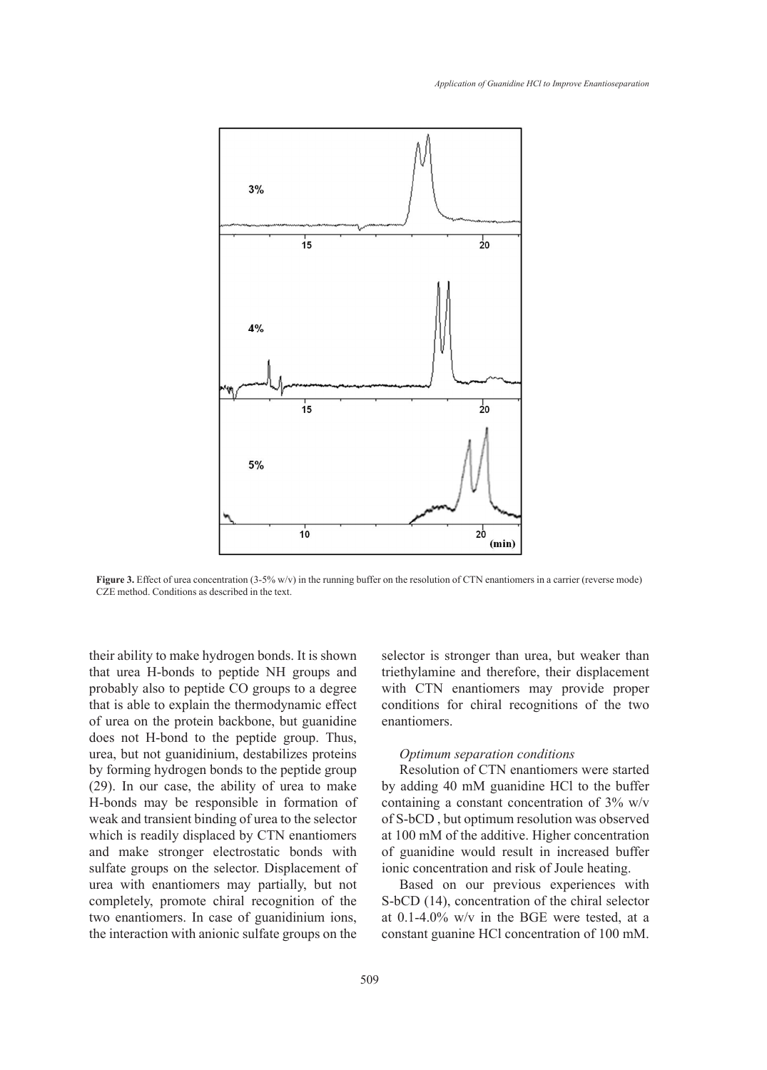Figure 3. Effect of urea concentration (3-5% w/v) in the running buffer on the resolution of CTN enantiomers in a carrier (reverse mode) CZE method. Conditions as described in the text.

their ability to make hydrogen bonds. It is shown that urea H-bonds to peptide NH groups and probably also to peptide CO groups to a degree that is able to explain the thermodynamic effect of urea on the protein backbone, but guanidine does not H-bond to the peptide group. Thus, urea, but not guanidinium, destabilizes proteins by forming hydrogen bonds to the peptide group (29). In our case, the ability of urea to make H-bonds may be responsible in formation of weak and transient binding of urea to the selector which is readily displaced by CTN enantiomers and make stronger electrostatic bonds with sulfate groups on the selector. Displacement of urea with enantiomers may partially, but not completely, promote chiral recognition of the two enantiomers. In case of guanidinium ions, the interaction with anionic sulfate groups on the selector is stronger than urea, but weaker than triethylamine and therefore, their displacement with CTN enantiomers may provide proper conditions for chiral recognitions of the two enantiomers.

*Optimum separation conditions*

Resolution of CTN enantiomers were started by adding 40 mM guanidine HCl to the buffer containing a constant concentration of 3% w/v of S-bCD , but optimum resolution was observed at 100 mM of the additive. Higher concentration of guanidine would result in increased buffer ionic concentration and risk of Joule heating.

Based on our previous experiences with S-bCD (14), concentration of the chiral selector at 0.1-4.0% w/v in the BGE were tested, at a constant guanine HCl concentration of 100 mM.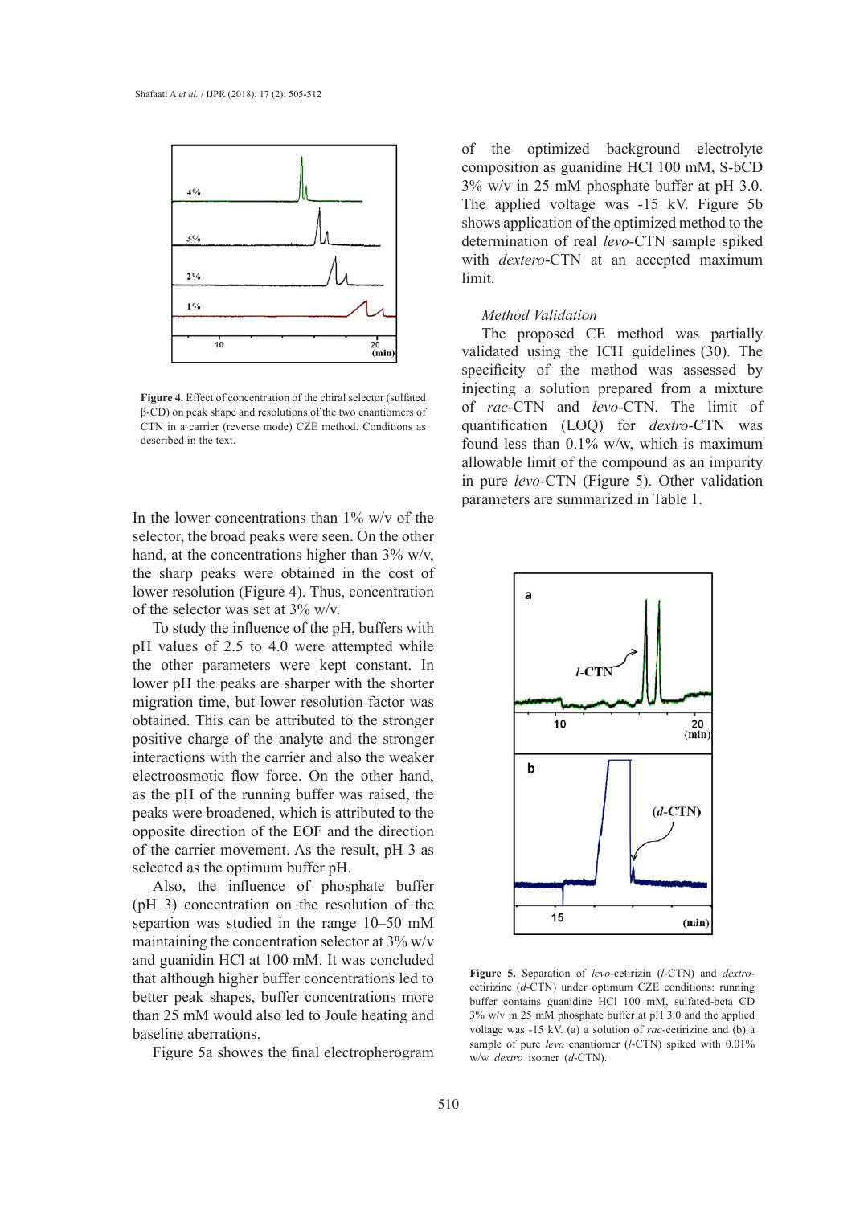Figure 4. Effect of concentration of the chiral selector (sulfated β-CD) on peak shape and resolutions of the two enantiomers of CTN in a carrier (reverse mode) CZE method. Conditions as described in the text.

In the lower concentrations than 1% w/v of the selector, the broad peaks were seen. On the other hand, at the concentrations higher than 3% w/v, the sharp peaks were obtained in the cost of lower resolution (Figure 4). Thus, concentration of the selector was set at 3% w/v.

To study the influence of the pH, buffers with pH values of 2.5 to 4.0 were attempted while the other parameters were kept constant. In lower pH the peaks are sharper with the shorter migration time, but lower resolution factor was obtained. This can be attributed to the stronger positive charge of the analyte and the stronger interactions with the carrier and also the weaker electroosmotic flow force. On the other hand, as the pH of the running buffer was raised, the peaks were broadened, which is attributed to the opposite direction of the EOF and the direction of the carrier movement. As the result, pH 3 as selected as the optimum buffer pH.

Also, the influence of phosphate buffer (pH 3) concentration on the resolution of the sepration was studied in the range 10–50 mM maintaining the concentration selector at 3% w/v and guanidin HCl at 100 mM. It was concluded that although higher buffer concentrations led to better peak shapes, buffer concentrations more than 25 mM would also led to Joule heating and baseline aberrations.

Figure 5a showes the final electropherogram of the optimized background electrolyte composition as guanidine HCl 100 mM, S-bCD 3% w/v in 25 mM phosphate buffer at pH 3.0. The applied voltage was -15 kV. Figure 5b shows application of the optimized method to the determination of real *levo*-CTN sample spiked with *dextero*-CTN at an accepted maximum limit.

### *Method Validation*

The proposed CE method was partially validated using the ICH guidelines (30). The specificity of the method was assessed by injecting a solution prepared from a mixture of *rac*-CTN and *levo*-CTN. The limit of quantification (LOQ) for *dextro*-CTN was found less than 0.1% w/w, which is maximum allowable limit of the compound as an impurity in pure *levo*-CTN (Figure 5). Other validation parameters are summarized in Table 1.

Figure 5. Separation of *levo*-cetirizin (*l*-CTN) and *dextro*-cetirizine (*d*-CTN) under optimum CZE conditions: running buffer contains guanidine HCl 100 mM, sulfated-beta CD 3% w/v in 25 mM phosphate buffer at pH 3.0 and the applied voltage was -15 kV. (a) a solution of *rac*-cetirizine and (b) a sample of pure *levo* enantiomer (*l*-CTN) spiked with 0.01% w/w *dextro* isomer (*d*-CTN).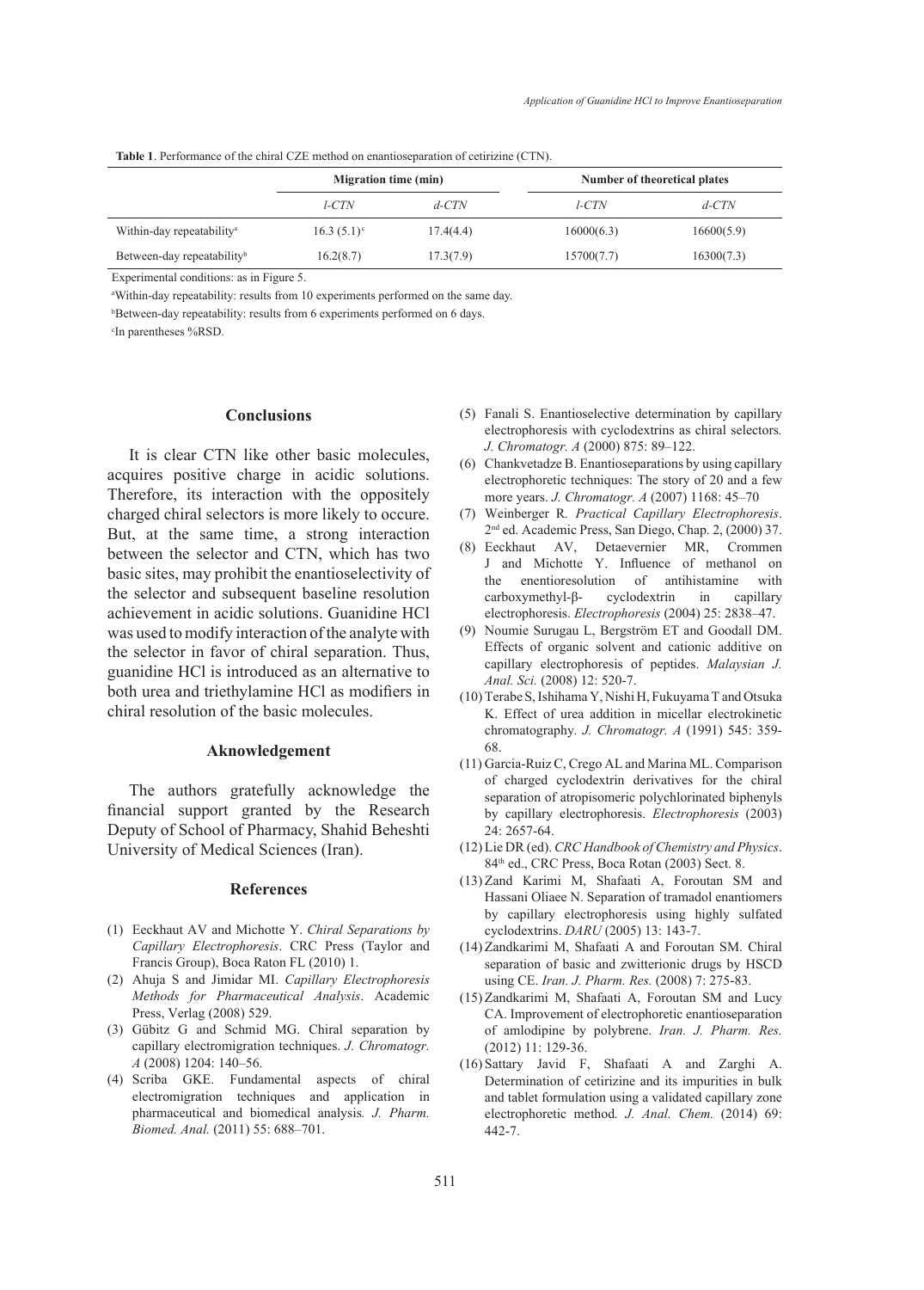**Table 1**. Performance of the chiral CZE method on enantioseparation of cetirizine (CTN).

| | Migration time (min) | | Number of theoretical plates | |
|---|---|---|---|---|
| | *l-CTN* | *d-CTN* | *l-CTN* | *d-CTN* |
| Within-day repeatability[a] | 16.3 (5.1)[c] | 17.4(4.4) | 16000(6.3) | 16600(5.9) |
| Between-day repeatability[b] | 16.2(8.7) | 17.3(7.9) | 15700(7.7) | 16300(7.3) |

Experimental conditions: as in Figure 5.

[a]Within-day repeatability: results from 10 experiments performed on the same day.

[b]Between-day repeatability: results from 6 experiments performed on 6 days.

[c]In parentheses %RSD.

## Conclusions

It is clear CTN like other basic molecules, acquires positive charge in acidic solutions. Therefore, its interaction with the oppositely charged chiral selectors is more likely to occure. But, at the same time, a strong interaction between the selector and CTN, which has two basic sites, may prohibit the enantioselectivity of the selector and subsequent baseline resolution achievement in acidic solutions. Guanidine HCl was used to modify interaction of the analyte with the selector in favor of chiral separation. Thus, guanidine HCl is introduced as an alternative to both urea and triethylamine HCl as modifiers in chiral resolution of the basic molecules.

## Aknowledgement

The authors gratefully acknowledge the financial support granted by the Research Deputy of School of Pharmacy, Shahid Beheshti University of Medical Sciences (Iran).

## References

(1) Eeckhaut AV and Michotte Y. *Chiral Separations by Capillary Electrophoresis*. CRC Press (Taylor and Francis Group), Boca Raton FL (2010) 1.

(2) Ahuja S and Jimidar MI. *Capillary Electrophoresis Methods for Pharmaceutical Analysis*. Academic Press, Verlag (2008) 529.

(3) Gübitz G and Schmid MG. Chiral separation by capillary electromigration techniques. *J. Chromatogr. A* (2008) 1204: 140–56.

(4) Scriba GKE. Fundamental aspects of chiral electromigration techniques and application in pharmaceutical and biomedical analysis*. J. Pharm. Biomed. Anal.* (2011) 55: 688–701.

(5) Fanali S. Enantioselective determination by capillary electrophoresis with cyclodextrins as chiral selectors*. J. Chromatogr. A* (2000) 875: 89–122.

(6) Chankvetadze B. Enantioseparations by using capillary electrophoretic techniques: The story of 20 and a few more years. *J. Chromatogr. A* (2007) 1168: 45–70

(7) Weinberger R*. Practical Capillary Electrophoresis*. 2[nd] ed. Academic Press, San Diego, Chap. 2, (2000) 37.

(8) Eeckhaut AV, Detaevernier MR, Crommen J and Michotte Y. Influence of methanol on the enentioresolution of antihistamine with carboxymethyl-β- cyclodextrin in capillary electrophoresis. *Electrophoresis* (2004) 25: 2838–47.

(9) Noumie Surugau L, Bergström ET and Goodall DM. Effects of organic solvent and cationic additive on capillary electrophoresis of peptides. *Malaysian J. Anal. Sci.* (2008) 12: 520-7.

(10) Terabe S, Ishihama Y, Nishi H, Fukuyama T and Otsuka K. Effect of urea addition in micellar electrokinetic chromatography. *J. Chromatogr. A* (1991) 545: 359-68.

(11) Garcia-Ruiz C, Crego AL and Marina ML. Comparison of charged cyclodextrin derivatives for the chiral separation of atropisomeric polychlorinated biphenyls by capillary electrophoresis. *Electrophoresis* (2003) 24: 2657-64.

(12) Lie DR (ed). *CRC Handbook of Chemistry and Physics*. 84[th] ed., CRC Press, Boca Rotan (2003) Sect. 8.

(13) Zand Karimi M, Shafaati A, Foroutan SM and Hassani Oliaee N. Separation of tramadol enantiomers by capillary electrophoresis using highly sulfated cyclodextrins. *DARU* (2005) 13: 143-7.

(14) Zandkarimi M, Shafaati A and Foroutan SM. Chiral separation of basic and zwitterionic drugs by HSCD using CE. *Iran. J. Pharm. Res.* (2008) 7: 275-83.

(15) Zandkarimi M, Shafaati A, Foroutan SM and Lucy CA. Improvement of electrophoretic enantioseparation of amlodipine by polybrene. *Iran. J. Pharm. Res.* (2012) 11: 129-36.

(16) Sattary Javid F, Shafaati A and Zarghi A. Determination of cetirizine and its impurities in bulk and tablet formulation using a validated capillary zone electrophoretic method*. J. Anal. Chem.* (2014) 69: 442-7.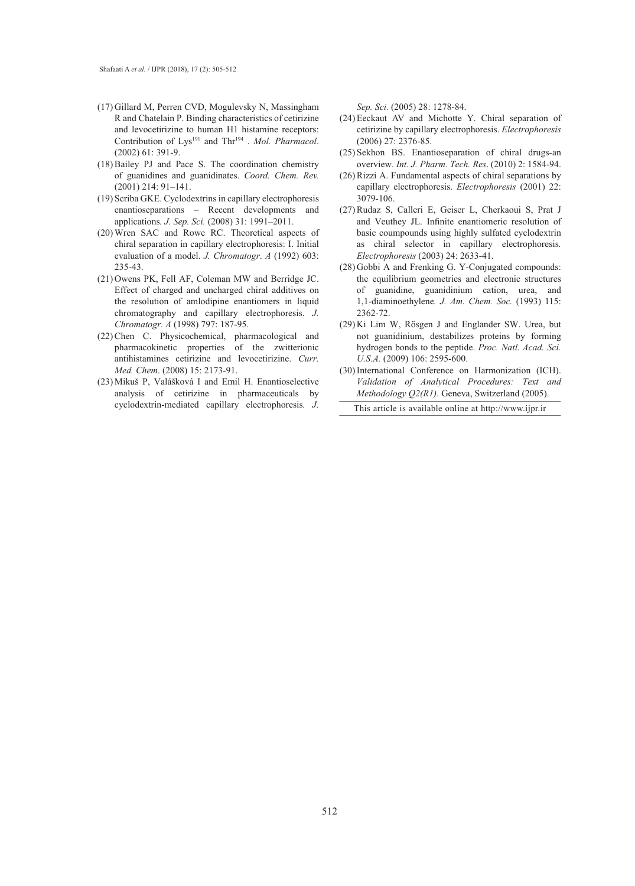(17) Gillard M, Perren CVD, Mogulevsky N, Massingham R and Chatelain P. Binding characteristics of cetirizine and levocetirizine to human H1 histamine receptors: Contribution of Lys[191] and Thr[194] . *Mol. Pharmacol*. (2002) 61: 391-9.

(18) Bailey PJ and Pace S. The coordination chemistry of guanidines and guanidinates. *Coord. Chem. Rev.* (2001) 214: 91–141.

(19) Scriba GKE. Cyclodextrins in capillary electrophoresis enantioseparations – Recent developments and applications*. J. Sep. Sci.* (2008) 31: 1991–2011.

(20) Wren SAC and Rowe RC. Theoretical aspects of chiral separation in capillary electrophoresis: I. Initial evaluation of a model. *J. Chromatogr*. *A* (1992) 603: 235-43.

(21) Owens PK, Fell AF, Coleman MW and Berridge JC. Effect of charged and uncharged chiral additives on the resolution of amlodipine enantiomers in liquid chromatography and capillary electrophoresis. *J. Chromatogr. A* (1998) 797: 187-95.

(22) Chen C. Physicochemical, pharmacological and pharmacokinetic properties of the zwitterionic antihistamines cetirizine and levocetirizine. *Curr. Med. Chem*. (2008) 15: 2173-91.

(23) Mikuš P, Valášková I and Emil H. Enantioselective analysis of cetirizine in pharmaceuticals by cyclodextrin-mediated capillary electrophoresis*. J. Sep. Sci.* (2005) 28: 1278-84.

(24) Eeckaut AV and Michotte Y. Chiral separation of cetirizine by capillary electrophoresis. *Electrophoresis* (2006) 27: 2376-85.

(25) Sekhon BS. Enantioseparation of chiral drugs-an overview. *Int. J. Pharm. Tech. Res*. (2010) 2: 1584-94.

(26) Rizzi A. Fundamental aspects of chiral separations by capillary electrophoresis. *Electrophoresis* (2001) 22: 3079-106.

(27) Rudaz S, Calleri E, Geiser L, Cherkaoui S, Prat J and Veuthey JL. Infinite enantiomeric resolution of basic coumpounds using highly sulfated cyclodextrin as chiral selector in capillary electrophoresis*. Electrophoresis* (2003) 24: 2633-41.

(28) Gobbi A and Frenking G. Y-Conjugated compounds: the equilibrium geometries and electronic structures of guanidine, guanidinium cation, urea, and 1,1-diaminoethylene*. J. Am. Chem. Soc.* (1993) 115: 2362-72.

(29) Ki Lim W, Rösgen J and Englander SW. Urea, but not guanidinium, destabilizes proteins by forming hydrogen bonds to the peptide. *Proc. Natl. Acad. Sci. U.S.A.* (2009) 106: 2595-600.

(30) International Conference on Harmonization (ICH). *Validation of Analytical Procedures: Text and Methodology Q2(R1)*. Geneva, Switzerland (2005).

This article is available online at http://www.ijpr.ir